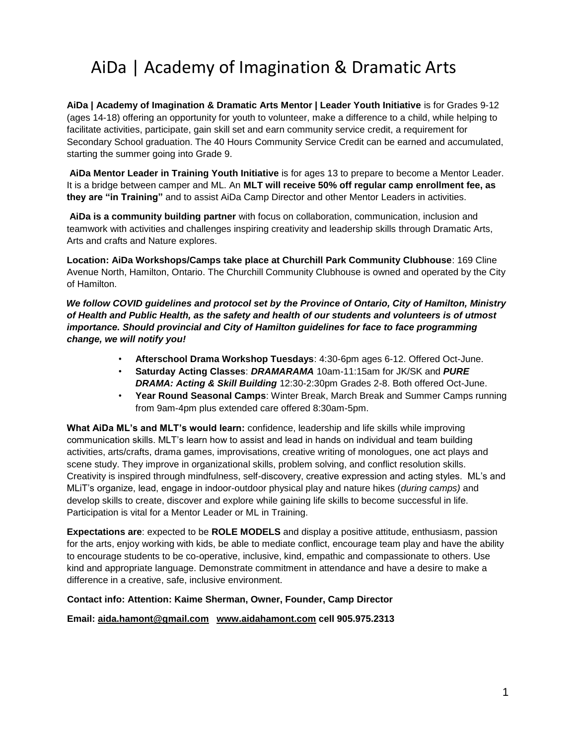# AiDa | Academy of Imagination & Dramatic Arts

**AiDa | Academy of Imagination & Dramatic Arts Mentor | Leader Youth Initiative** is for Grades 9-12 (ages 14-18) offering an opportunity for youth to volunteer, make a difference to a child, while helping to facilitate activities, participate, gain skill set and earn community service credit, a requirement for Secondary School graduation. The 40 Hours Community Service Credit can be earned and accumulated, starting the summer going into Grade 9.

**AiDa Mentor Leader in Training Youth Initiative** is for ages 13 to prepare to become a Mentor Leader. It is a bridge between camper and ML. An **MLT will receive 50% off regular camp enrollment fee, as they are "in Training"** and to assist AiDa Camp Director and other Mentor Leaders in activities.

**AiDa is a community building partner** with focus on collaboration, communication, inclusion and teamwork with activities and challenges inspiring creativity and leadership skills through Dramatic Arts, Arts and crafts and Nature explores.

**Location: AiDa Workshops/Camps take place at Churchill Park Community Clubhouse**: 169 Cline Avenue North, Hamilton, Ontario. The Churchill Community Clubhouse is owned and operated by the City of Hamilton.

***We follow COVID guidelines and protocol set by the Province of Ontario, City of Hamilton, Ministry of Health and Public Health, as the safety and health of our students and volunteers is of utmost importance. Should provincial and City of Hamilton guidelines for face to face programming change, we will notify you!***

- **Afterschool Drama Workshop Tuesdays**: 4:30-6pm ages 6-12. Offered Oct-June.
- **Saturday Acting Classes**: ***DRAMARAMA*** 10am-11:15am for JK/SK and ***PURE DRAMA: Acting & Skill Building*** 12:30-2:30pm Grades 2-8. Both offered Oct-June.
- **Year Round Seasonal Camps**: Winter Break, March Break and Summer Camps running from 9am-4pm plus extended care offered 8:30am-5pm.

**What AiDa ML's and MLT's would learn:** confidence, leadership and life skills while improving communication skills. MLT's learn how to assist and lead in hands on individual and team building activities, arts/crafts, drama games, improvisations, creative writing of monologues, one act plays and scene study. They improve in organizational skills, problem solving, and conflict resolution skills. Creativity is inspired through mindfulness, self-discovery, creative expression and acting styles. ML's and MLiT's organize, lead, engage in indoor-outdoor physical play and nature hikes (*during camps)* and develop skills to create, discover and explore while gaining life skills to become successful in life. Participation is vital for a Mentor Leader or ML in Training.

**Expectations are**: expected to be **ROLE MODELS** and display a positive attitude, enthusiasm, passion for the arts, enjoy working with kids, be able to mediate conflict, encourage team play and have the ability to encourage students to be co-operative, inclusive, kind, empathic and compassionate to others. Use kind and appropriate language. Demonstrate commitment in attendance and have a desire to make a difference in a creative, safe, inclusive environment.

**Contact info: Attention: Kaime Sherman, Owner, Founder, Camp Director**

**Email: aida.hamont@gmail.com www.aidahamont.com cell 905.975.2313**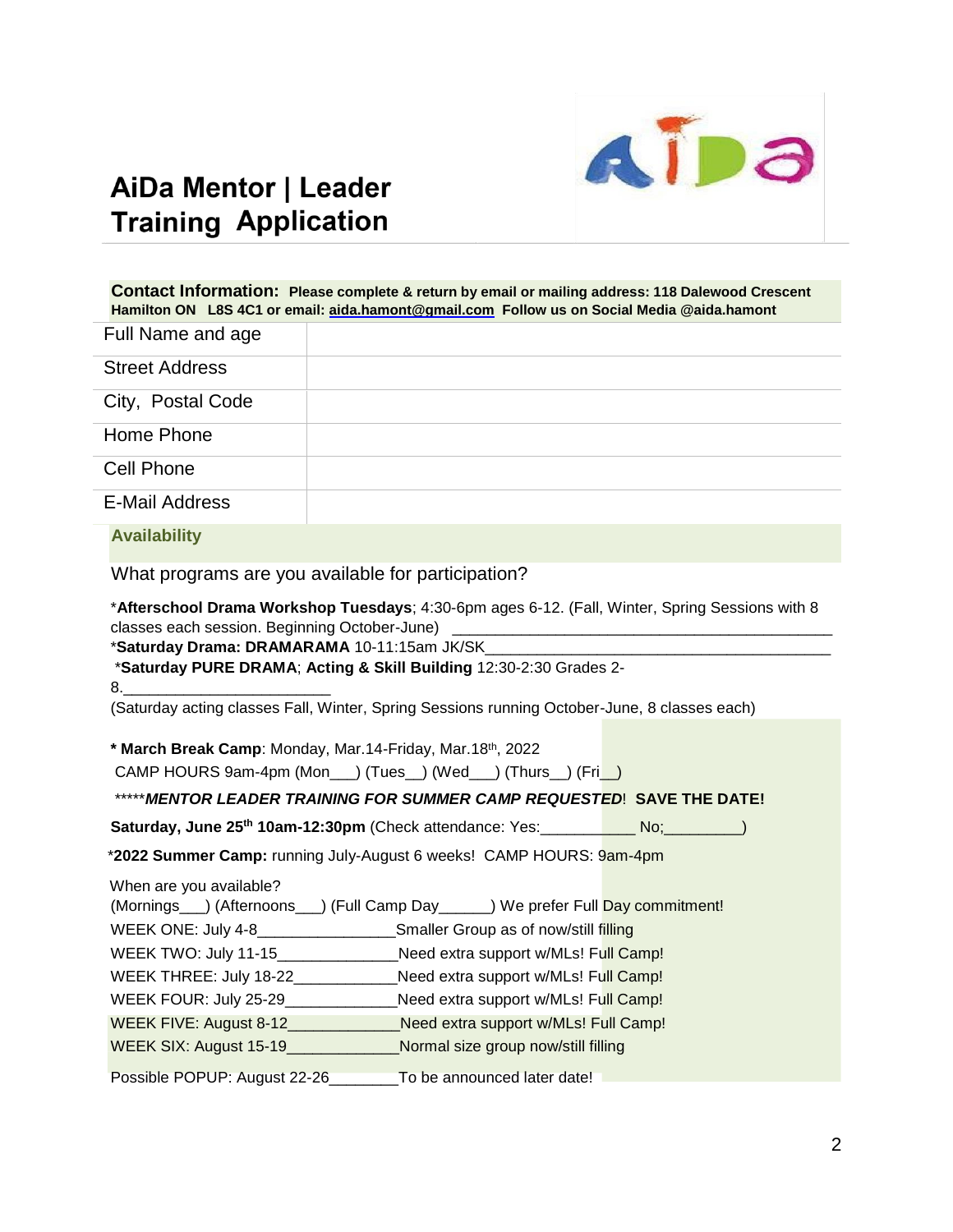# AiDa Mentor | Leader Training Application

**Contact Information:** **Please complete & return by email or mailing address: 118 Dalewood Crescent Hamilton ON L8S 4C1 or email: aida.hamont@gmail.com Follow us on Social Media @aida.hamont**

| | |
|---|---|
| Full Name and age | |
| Street Address | |
| City, Postal Code | |
| Home Phone | |
| Cell Phone | |
| E-Mail Address | |

## Availability

What programs are you available for participation?

*__Afterschool Drama Workshop Tuesdays__; 4:30-6pm ages 6-12. (Fall, Winter, Spring Sessions with 8 classes each session. Beginning October-June) ___________________________________________

*__Saturday Drama: DRAMARAMA__ 10-11:15am JK/SK__________________________________________

*__Saturday PURE DRAMA__; **Acting & Skill Building** 12:30-2:30 Grades 2-8.________________________

(Saturday acting classes Fall, Winter, Spring Sessions running October-June, 8 classes each)

**\* March Break Camp**: Monday, Mar.14-Friday, Mar.18th, 2022

CAMP HOURS 9am-4pm (Mon___) (Tues__) (Wed___) (Thurs__) (Fri__)

*****__*MENTOR LEADER TRAINING FOR SUMMER CAMP REQUESTED*__! **SAVE THE DATE!**

**Saturday, June 25th 10am-12:30pm** (Check attendance: Yes:___________ No;_________)

*__2022 Summer Camp:__ running July-August 6 weeks! CAMP HOURS: 9am-4pm

When are you available?

(Mornings___) (Afternoons___) (Full Camp Day______) We prefer Full Day commitment!

WEEK ONE: July 4-8________________Smaller Group as of now/still filling

WEEK TWO: July 11-15______________Need extra support w/MLs! Full Camp!

WEEK THREE: July 18-22____________Need extra support w/MLs! Full Camp!

WEEK FOUR: July 25-29_____________Need extra support w/MLs! Full Camp!

WEEK FIVE: August 8-12_____________Need extra support w/MLs! Full Camp!

WEEK SIX: August 15-19_____________Normal size group now/still filling

Possible POPUP: August 22-26________To be announced later date!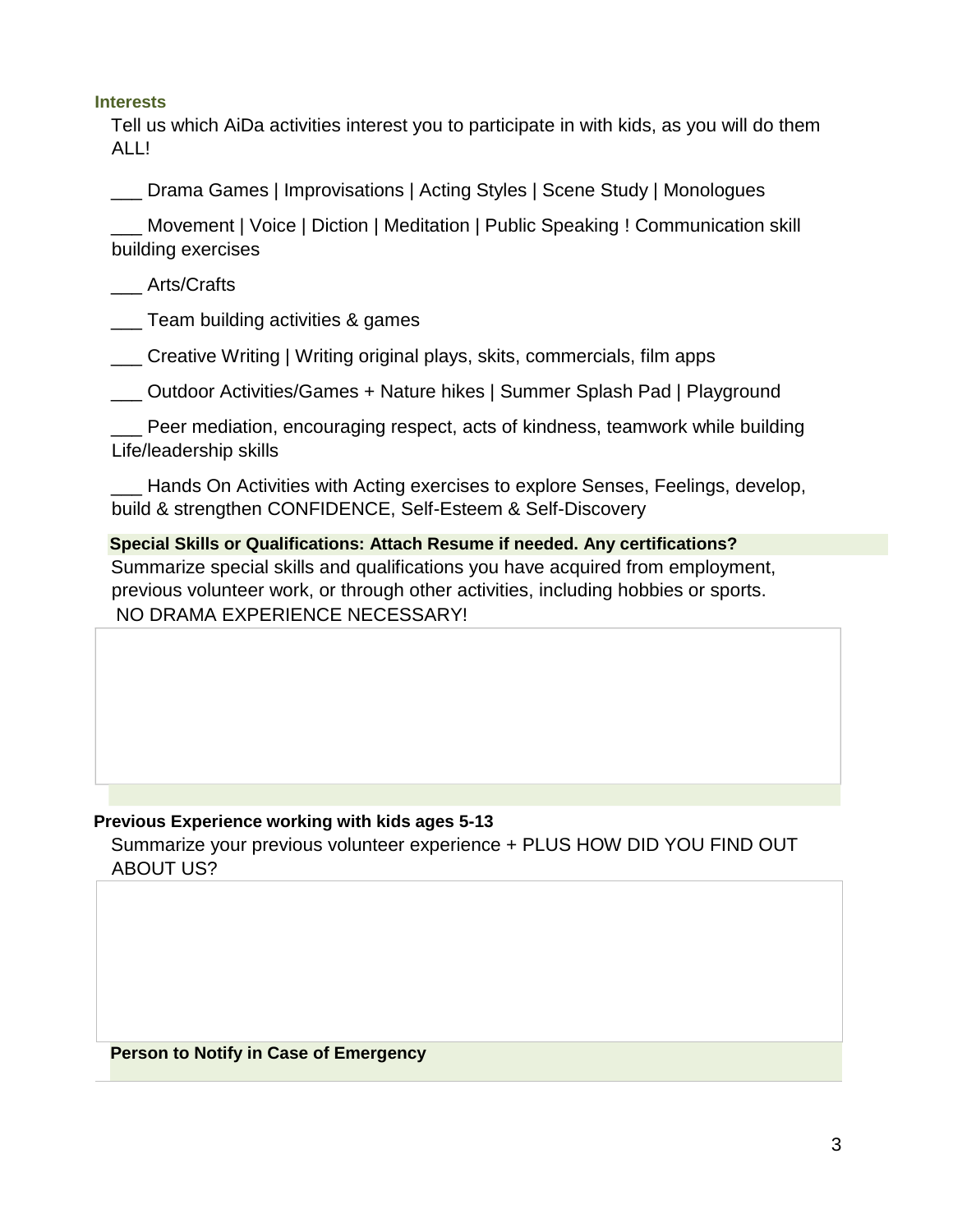### Interests

Tell us which AiDa activities interest you to participate in with kids, as you will do them ALL!

___ Drama Games | Improvisations | Acting Styles | Scene Study | Monologues

___ Movement | Voice | Diction | Meditation | Public Speaking ! Communication skill building exercises

___ Arts/Crafts

___ Team building activities & games

___ Creative Writing | Writing original plays, skits, commercials, film apps

___ Outdoor Activities/Games + Nature hikes | Summer Splash Pad | Playground

___ Peer mediation, encouraging respect, acts of kindness, teamwork while building Life/leadership skills

___ Hands On Activities with Acting exercises to explore Senses, Feelings, develop, build & strengthen CONFIDENCE, Self-Esteem & Self-Discovery

**Special Skills or Qualifications: Attach Resume if needed. Any certifications?**

Summarize special skills and qualifications you have acquired from employment, previous volunteer work, or through other activities, including hobbies or sports.
NO DRAMA EXPERIENCE NECESSARY!

**Previous Experience working with kids ages 5-13**

Summarize your previous volunteer experience + PLUS HOW DID YOU FIND OUT ABOUT US?

**Person to Notify in Case of Emergency**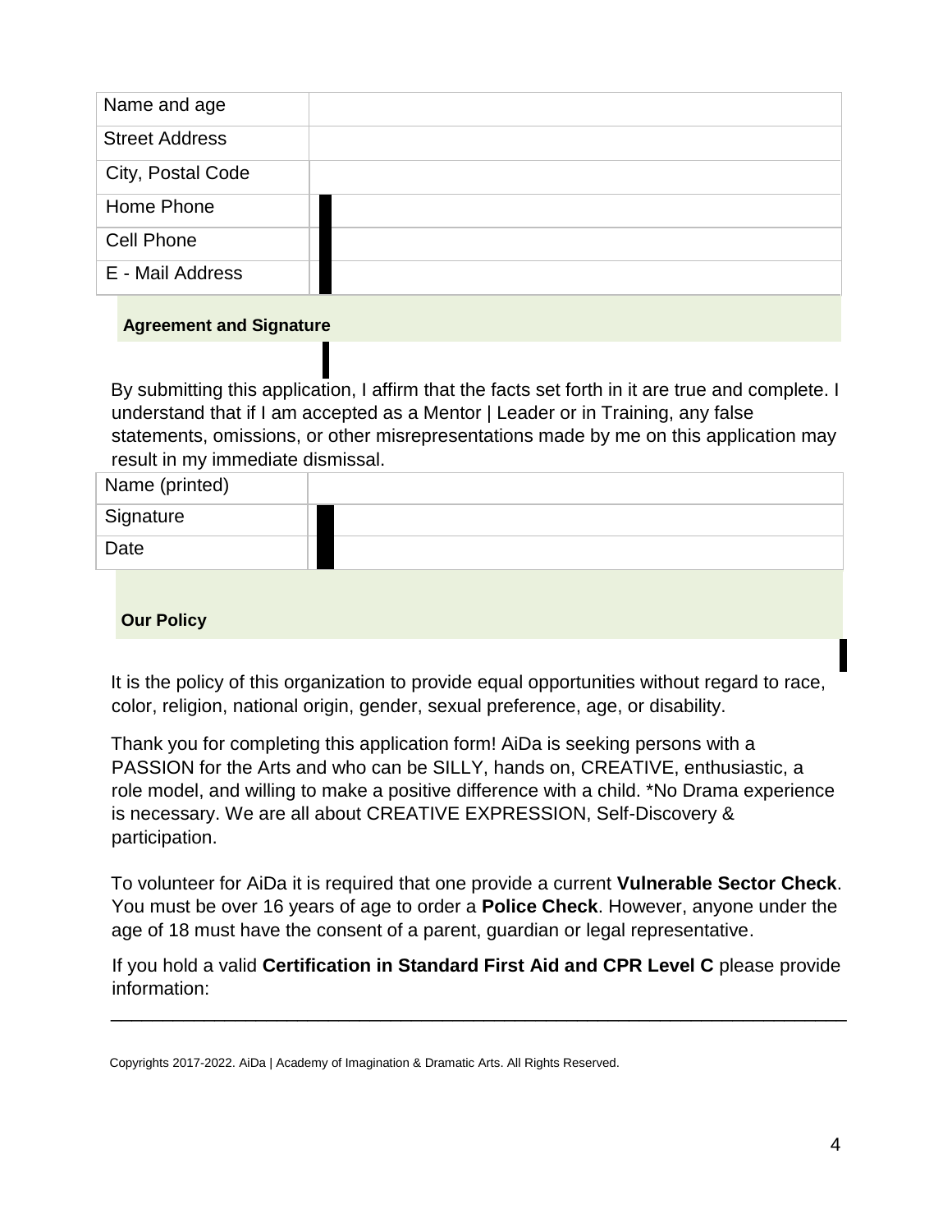| | |
|---|---|
| Name and age | |
| Street Address | |
| City, Postal Code | |
| Home Phone | |
| Cell Phone | |
| E - Mail Address | |

## Agreement and Signature

By submitting this application, I affirm that the facts set forth in it are true and complete. I understand that if I am accepted as a Mentor | Leader or in Training, any false statements, omissions, or other misrepresentations made by me on this application may result in my immediate dismissal.

| | |
|---|---|
| Name (printed) | |
| Signature | |
| Date | |

## Our Policy

It is the policy of this organization to provide equal opportunities without regard to race, color, religion, national origin, gender, sexual preference, age, or disability.

Thank you for completing this application form! AiDa is seeking persons with a PASSION for the Arts and who can be SILLY, hands on, CREATIVE, enthusiastic, a role model, and willing to make a positive difference with a child. *No Drama experience is necessary. We are all about CREATIVE EXPRESSION, Self-Discovery & participation.

To volunteer for AiDa it is required that one provide a current **Vulnerable Sector Check**. You must be over 16 years of age to order a **Police Check**. However, anyone under the age of 18 must have the consent of a parent, guardian or legal representative.

If you hold a valid **Certification in Standard First Aid and CPR Level C** please provide information:

______________________________________________________________________________

Copyrights 2017-2022. AiDa | Academy of Imagination & Dramatic Arts. All Rights Reserved.